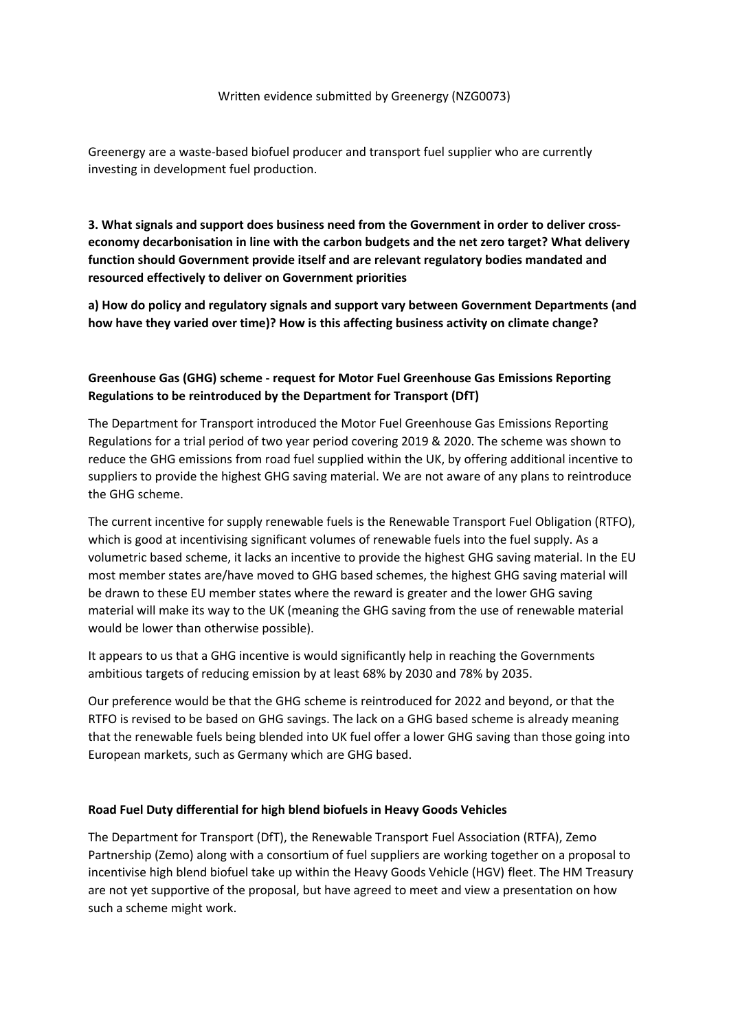Written evidence submitted by Greenergy (NZG0073)

Greenergy are a waste-based biofuel producer and transport fuel supplier who are currently investing in development fuel production.

**3. What signals and support does business need from the Government in order to deliver cross-economy decarbonisation in line with the carbon budgets and the net zero target? What delivery function should Government provide itself and are relevant regulatory bodies mandated and resourced effectively to deliver on Government priorities**

**a) How do policy and regulatory signals and support vary between Government Departments (and how have they varied over time)? How is this affecting business activity on climate change?**

**Greenhouse Gas (GHG) scheme - request for Motor Fuel Greenhouse Gas Emissions Reporting Regulations to be reintroduced by the Department for Transport (DfT)**

The Department for Transport introduced the Motor Fuel Greenhouse Gas Emissions Reporting Regulations for a trial period of two year period covering 2019 & 2020. The scheme was shown to reduce the GHG emissions from road fuel supplied within the UK, by offering additional incentive to suppliers to provide the highest GHG saving material. We are not aware of any plans to reintroduce the GHG scheme.

The current incentive for supply renewable fuels is the Renewable Transport Fuel Obligation (RTFO), which is good at incentivising significant volumes of renewable fuels into the fuel supply. As a volumetric based scheme, it lacks an incentive to provide the highest GHG saving material. In the EU most member states are/have moved to GHG based schemes, the highest GHG saving material will be drawn to these EU member states where the reward is greater and the lower GHG saving material will make its way to the UK (meaning the GHG saving from the use of renewable material would be lower than otherwise possible).

It appears to us that a GHG incentive is would significantly help in reaching the Governments ambitious targets of reducing emission by at least 68% by 2030 and 78% by 2035.

Our preference would be that the GHG scheme is reintroduced for 2022 and beyond, or that the RTFO is revised to be based on GHG savings. The lack on a GHG based scheme is already meaning that the renewable fuels being blended into UK fuel offer a lower GHG saving than those going into European markets, such as Germany which are GHG based.

**Road Fuel Duty differential for high blend biofuels in Heavy Goods Vehicles**

The Department for Transport (DfT), the Renewable Transport Fuel Association (RTFA), Zemo Partnership (Zemo) along with a consortium of fuel suppliers are working together on a proposal to incentivise high blend biofuel take up within the Heavy Goods Vehicle (HGV) fleet. The HM Treasury are not yet supportive of the proposal, but have agreed to meet and view a presentation on how such a scheme might work.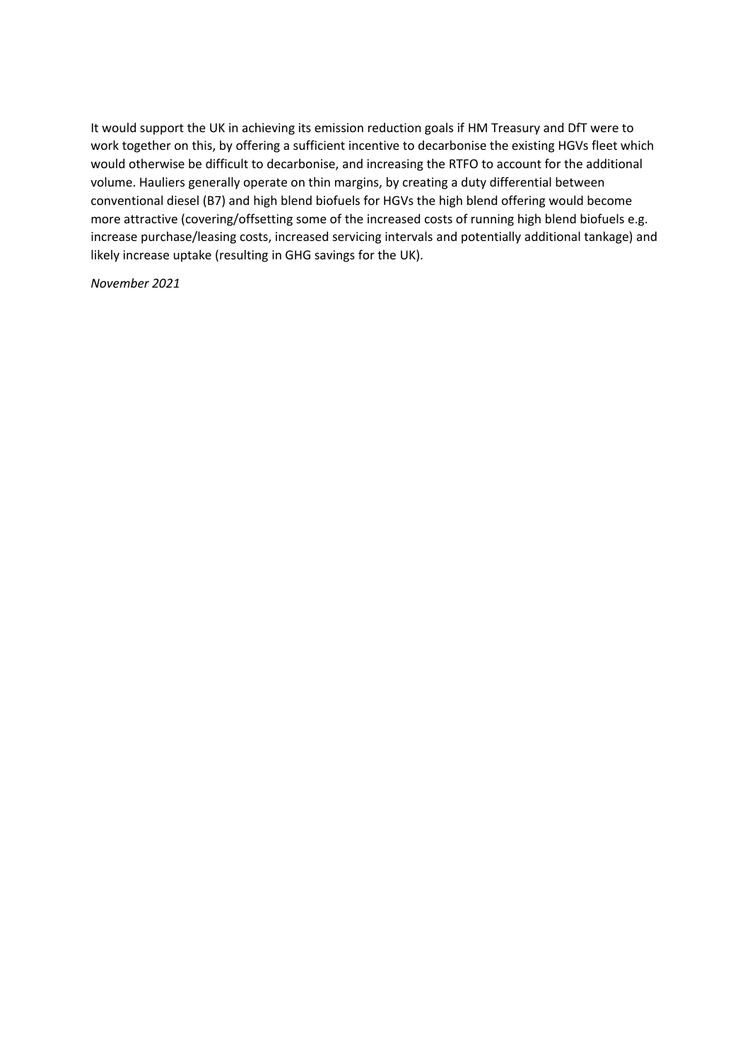It would support the UK in achieving its emission reduction goals if HM Treasury and DfT were to work together on this, by offering a sufficient incentive to decarbonise the existing HGVs fleet which would otherwise be difficult to decarbonise, and increasing the RTFO to account for the additional volume. Hauliers generally operate on thin margins, by creating a duty differential between conventional diesel (B7) and high blend biofuels for HGVs the high blend offering would become more attractive (covering/offsetting some of the increased costs of running high blend biofuels e.g. increase purchase/leasing costs, increased servicing intervals and potentially additional tankage) and likely increase uptake (resulting in GHG savings for the UK).

*November 2021*